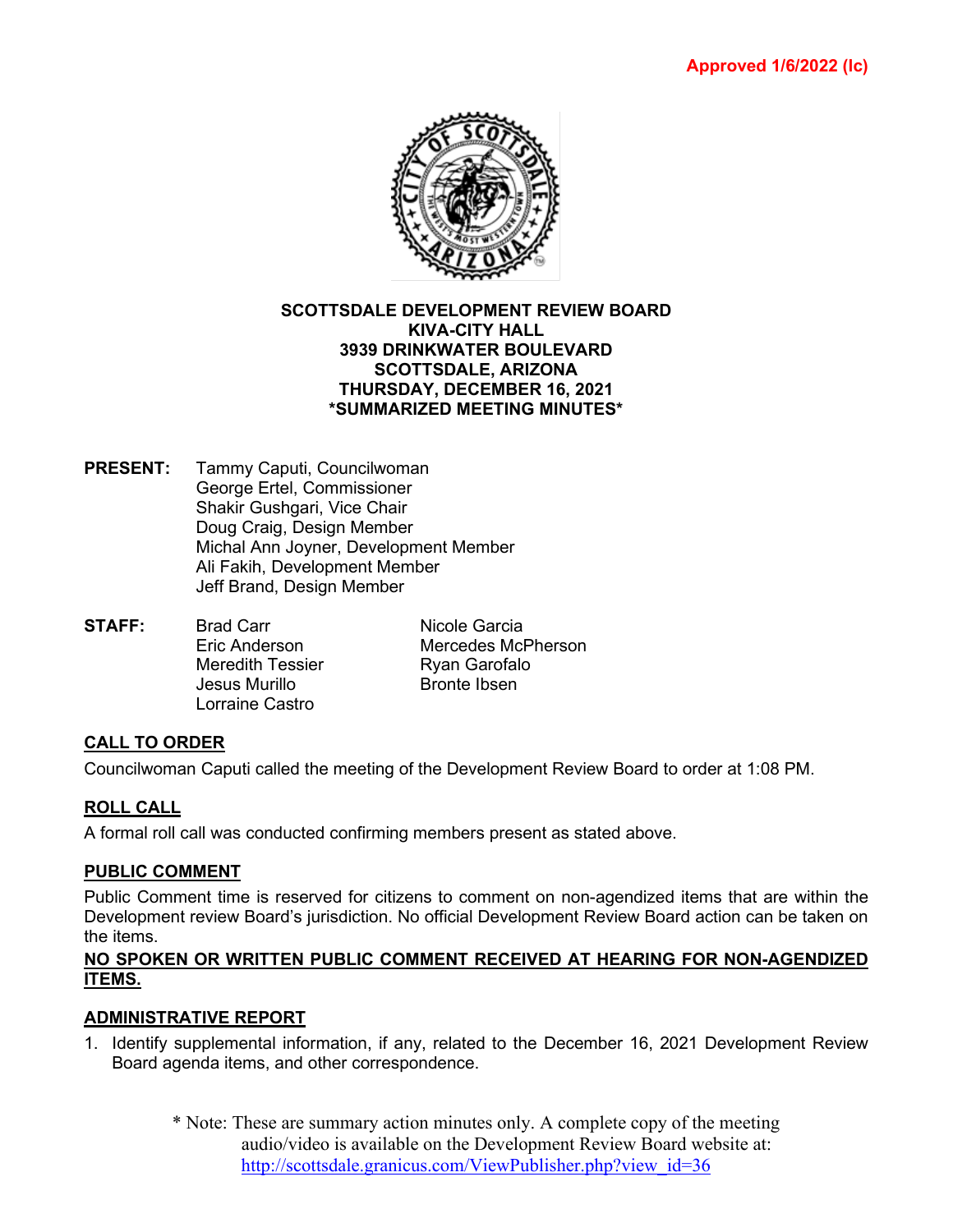Approved 1/6/2022 (lc)

**SCOTTSDALE DEVELOPMENT REVIEW BOARD**
**KIVA-CITY HALL**
**3939 DRINKWATER BOULEVARD**
**SCOTTSDALE, ARIZONA**
**THURSDAY, DECEMBER 16, 2021**
***SUMMARIZED MEETING MINUTES***

**PRESENT:**
Tammy Caputi, Councilwoman
George Ertel, Commissioner
Shakir Gushgari, Vice Chair
Doug Craig, Design Member
Michal Ann Joyner, Development Member
Ali Fakih, Development Member
Jeff Brand, Design Member

**STAFF:**
Brad Carr
Eric Anderson
Meredith Tessier
Jesus Murillo
Lorraine Castro
Nicole Garcia
Mercedes McPherson
Ryan Garofalo
Bronte Ibsen

## CALL TO ORDER

Councilwoman Caputi called the meeting of the Development Review Board to order at 1:08 PM.

## ROLL CALL

A formal roll call was conducted confirming members present as stated above.

## PUBLIC COMMENT

Public Comment time is reserved for citizens to comment on non-agendized items that are within the Development review Board's jurisdiction. No official Development Review Board action can be taken on the items.

**NO SPOKEN OR WRITTEN PUBLIC COMMENT RECEIVED AT HEARING FOR NON-AGENDIZED ITEMS.**

## ADMINISTRATIVE REPORT

1. Identify supplemental information, if any, related to the December 16, 2021 Development Review Board agenda items, and other correspondence.

\* Note: These are summary action minutes only. A complete copy of the meeting audio/video is available on the Development Review Board website at: http://scottsdale.granicus.com/ViewPublisher.php?view_id=36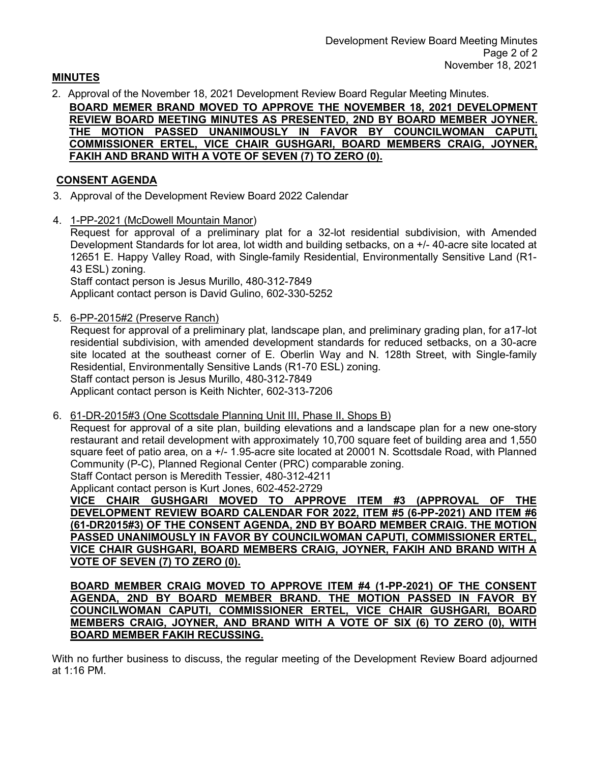## MINUTES

2. Approval of the November 18, 2021 Development Review Board Regular Meeting Minutes.

**BOARD MEMER BRAND MOVED TO APPROVE THE NOVEMBER 18, 2021 DEVELOPMENT REVIEW BOARD MEETING MINUTES AS PRESENTED, 2ND BY BOARD MEMBER JOYNER. THE MOTION PASSED UNANIMOUSLY IN FAVOR BY COUNCILWOMAN CAPUTI, COMMISSIONER ERTEL, VICE CHAIR GUSHGARI, BOARD MEMBERS CRAIG, JOYNER, FAKIH AND BRAND WITH A VOTE OF SEVEN (7) TO ZERO (0).**

## CONSENT AGENDA

3. Approval of the Development Review Board 2022 Calendar

4. 1-PP-2021 (McDowell Mountain Manor)

   Request for approval of a preliminary plat for a 32-lot residential subdivision, with Amended Development Standards for lot area, lot width and building setbacks, on a +/- 40-acre site located at 12651 E. Happy Valley Road, with Single-family Residential, Environmentally Sensitive Land (R1-43 ESL) zoning.
   Staff contact person is Jesus Murillo, 480-312-7849
   Applicant contact person is David Gulino, 602-330-5252

5. 6-PP-2015#2 (Preserve Ranch)

   Request for approval of a preliminary plat, landscape plan, and preliminary grading plan, for a17-lot residential subdivision, with amended development standards for reduced setbacks, on a 30-acre site located at the southeast corner of E. Oberlin Way and N. 128th Street, with Single-family Residential, Environmentally Sensitive Lands (R1-70 ESL) zoning.
   Staff contact person is Jesus Murillo, 480-312-7849
   Applicant contact person is Keith Nichter, 602-313-7206

6. 61-DR-2015#3 (One Scottsdale Planning Unit III, Phase II, Shops B)

   Request for approval of a site plan, building elevations and a landscape plan for a new one-story restaurant and retail development with approximately 10,700 square feet of building area and 1,550 square feet of patio area, on a +/- 1.95-acre site located at 20001 N. Scottsdale Road, with Planned Community (P-C), Planned Regional Center (PRC) comparable zoning.
   Staff Contact person is Meredith Tessier, 480-312-4211
   Applicant contact person is Kurt Jones, 602-452-2729

   **VICE CHAIR GUSHGARI MOVED TO APPROVE ITEM #3 (APPROVAL OF THE DEVELOPMENT REVIEW BOARD CALENDAR FOR 2022, ITEM #5 (6-PP-2021) AND ITEM #6 (61-DR2015#3) OF THE CONSENT AGENDA, 2ND BY BOARD MEMBER CRAIG. THE MOTION PASSED UNANIMOUSLY IN FAVOR BY COUNCILWOMAN CAPUTI, COMMISSIONER ERTEL, VICE CHAIR GUSHGARI, BOARD MEMBERS CRAIG, JOYNER, FAKIH AND BRAND WITH A VOTE OF SEVEN (7) TO ZERO (0).**

   **BOARD MEMBER CRAIG MOVED TO APPROVE ITEM #4 (1-PP-2021) OF THE CONSENT AGENDA, 2ND BY BOARD MEMBER BRAND. THE MOTION PASSED IN FAVOR BY COUNCILWOMAN CAPUTI, COMMISSIONER ERTEL, VICE CHAIR GUSHGARI, BOARD MEMBERS CRAIG, JOYNER, AND BRAND WITH A VOTE OF SIX (6) TO ZERO (0), WITH BOARD MEMBER FAKIH RECUSSING.**

With no further business to discuss, the regular meeting of the Development Review Board adjourned at 1:16 PM.